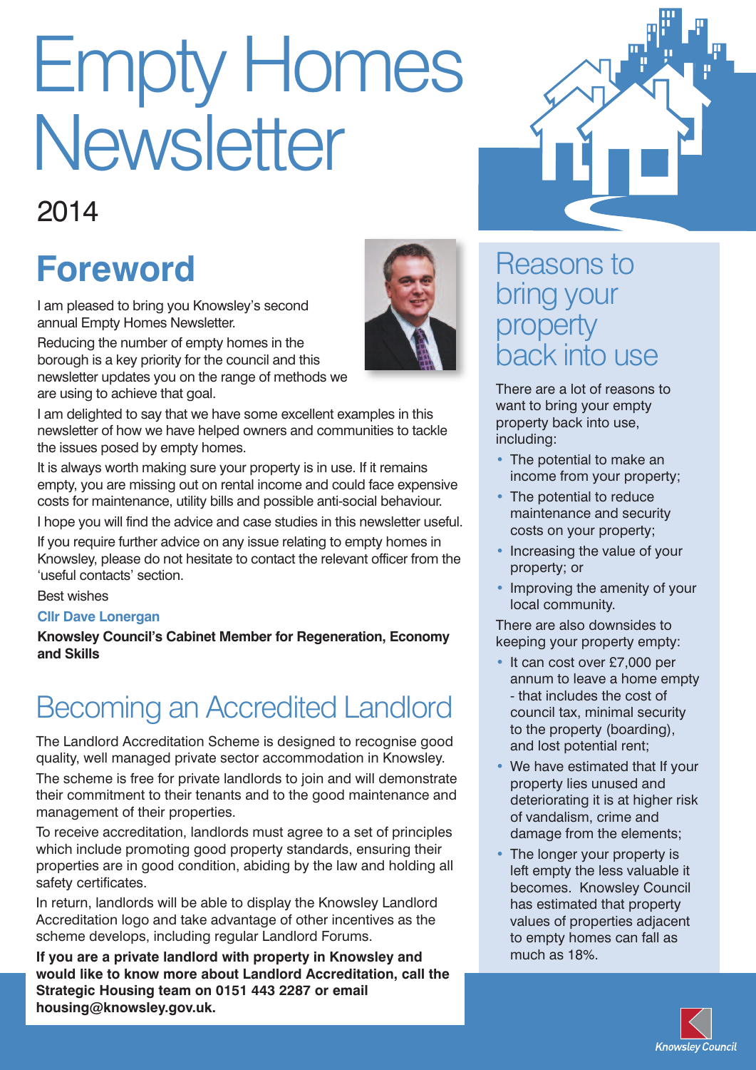# Empty Homes Newsletter

2014

## Foreword

I am pleased to bring you Knowsley's second annual Empty Homes Newsletter.

Reducing the number of empty homes in the borough is a key priority for the council and this newsletter updates you on the range of methods we are using to achieve that goal.

I am delighted to say that we have some excellent examples in this newsletter of how we have helped owners and communities to tackle the issues posed by empty homes.

It is always worth making sure your property is in use. If it remains empty, you are missing out on rental income and could face expensive costs for maintenance, utility bills and possible anti-social behaviour.

I hope you will find the advice and case studies in this newsletter useful.

If you require further advice on any issue relating to empty homes in Knowsley, please do not hesitate to contact the relevant officer from the 'useful contacts' section.

Best wishes

**Cllr Dave Lonergan**

**Knowsley Council's Cabinet Member for Regeneration, Economy and Skills**

## Becoming an Accredited Landlord

The Landlord Accreditation Scheme is designed to recognise good quality, well managed private sector accommodation in Knowsley.

The scheme is free for private landlords to join and will demonstrate their commitment to their tenants and to the good maintenance and management of their properties.

To receive accreditation, landlords must agree to a set of principles which include promoting good property standards, ensuring their properties are in good condition, abiding by the law and holding all safety certificates.

In return, landlords will be able to display the Knowsley Landlord Accreditation logo and take advantage of other incentives as the scheme develops, including regular Landlord Forums.

**If you are a private landlord with property in Knowsley and would like to know more about Landlord Accreditation, call the Strategic Housing team on 0151 443 2287 or email housing@knowsley.gov.uk.**

## Reasons to bring your property back into use

There are a lot of reasons to want to bring your empty property back into use, including:

- The potential to make an income from your property;
- The potential to reduce maintenance and security costs on your property;
- Increasing the value of your property; or
- Improving the amenity of your local community.

There are also downsides to keeping your property empty:

- It can cost over £7,000 per annum to leave a home empty - that includes the cost of council tax, minimal security to the property (boarding), and lost potential rent;
- We have estimated that If your property lies unused and deteriorating it is at higher risk of vandalism, crime and damage from the elements;
- The longer your property is left empty the less valuable it becomes. Knowsley Council has estimated that property values of properties adjacent to empty homes can fall as much as 18%.

Knowsley Council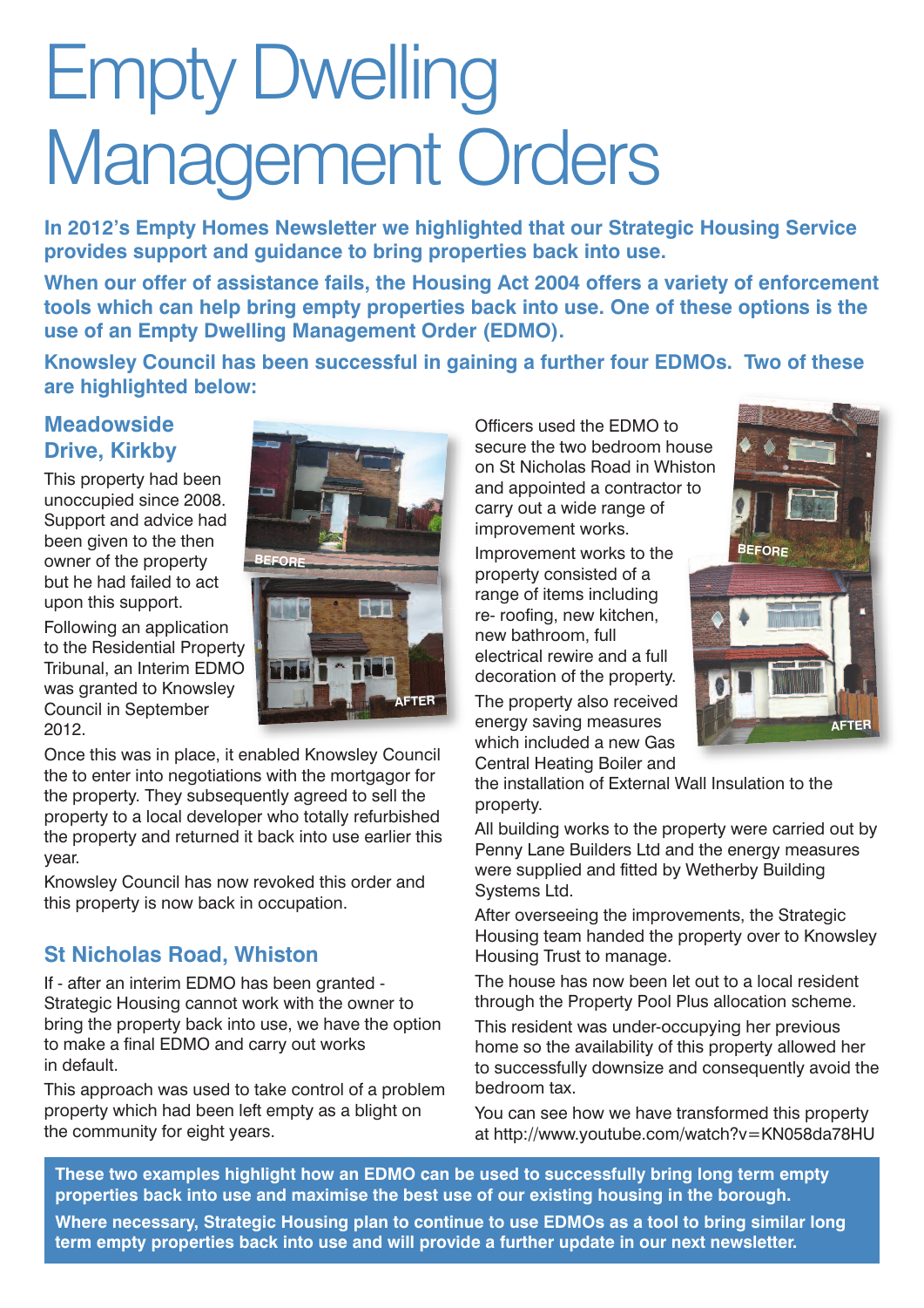# Empty Dwelling Management Orders

**In 2012's Empty Homes Newsletter we highlighted that our Strategic Housing Service provides support and guidance to bring properties back into use.**

**When our offer of assistance fails, the Housing Act 2004 offers a variety of enforcement tools which can help bring empty properties back into use. One of these options is the use of an Empty Dwelling Management Order (EDMO).**

**Knowsley Council has been successful in gaining a further four EDMOs. Two of these are highlighted below:**

## Meadowside Drive, Kirkby

This property had been unoccupied since 2008. Support and advice had been given to the then owner of the property but he had failed to act upon this support.

Following an application to the Residential Property Tribunal, an Interim EDMO was granted to Knowsley Council in September 2012.

Once this was in place, it enabled Knowsley Council the to enter into negotiations with the mortgagor for the property. They subsequently agreed to sell the property to a local developer who totally refurbished the property and returned it back into use earlier this year.

Knowsley Council has now revoked this order and this property is now back in occupation.

## St Nicholas Road, Whiston

If - after an interim EDMO has been granted - Strategic Housing cannot work with the owner to bring the property back into use, we have the option to make a final EDMO and carry out works in default.

This approach was used to take control of a problem property which had been left empty as a blight on the community for eight years.

Officers used the EDMO to secure the two bedroom house on St Nicholas Road in Whiston and appointed a contractor to carry out a wide range of improvement works.

Improvement works to the property consisted of a range of items including re- roofing, new kitchen, new bathroom, full electrical rewire and a full decoration of the property.

The property also received energy saving measures which included a new Gas Central Heating Boiler and the installation of External Wall Insulation to the property.

All building works to the property were carried out by Penny Lane Builders Ltd and the energy measures were supplied and fitted by Wetherby Building Systems Ltd.

After overseeing the improvements, the Strategic Housing team handed the property over to Knowsley Housing Trust to manage.

The house has now been let out to a local resident through the Property Pool Plus allocation scheme.

This resident was under-occupying her previous home so the availability of this property allowed her to successfully downsize and consequently avoid the bedroom tax.

You can see how we have transformed this property at http://www.youtube.com/watch?v=KN058da78HU

**These two examples highlight how an EDMO can be used to successfully bring long term empty properties back into use and maximise the best use of our existing housing in the borough.**

**Where necessary, Strategic Housing plan to continue to use EDMOs as a tool to bring similar long term empty properties back into use and will provide a further update in our next newsletter.**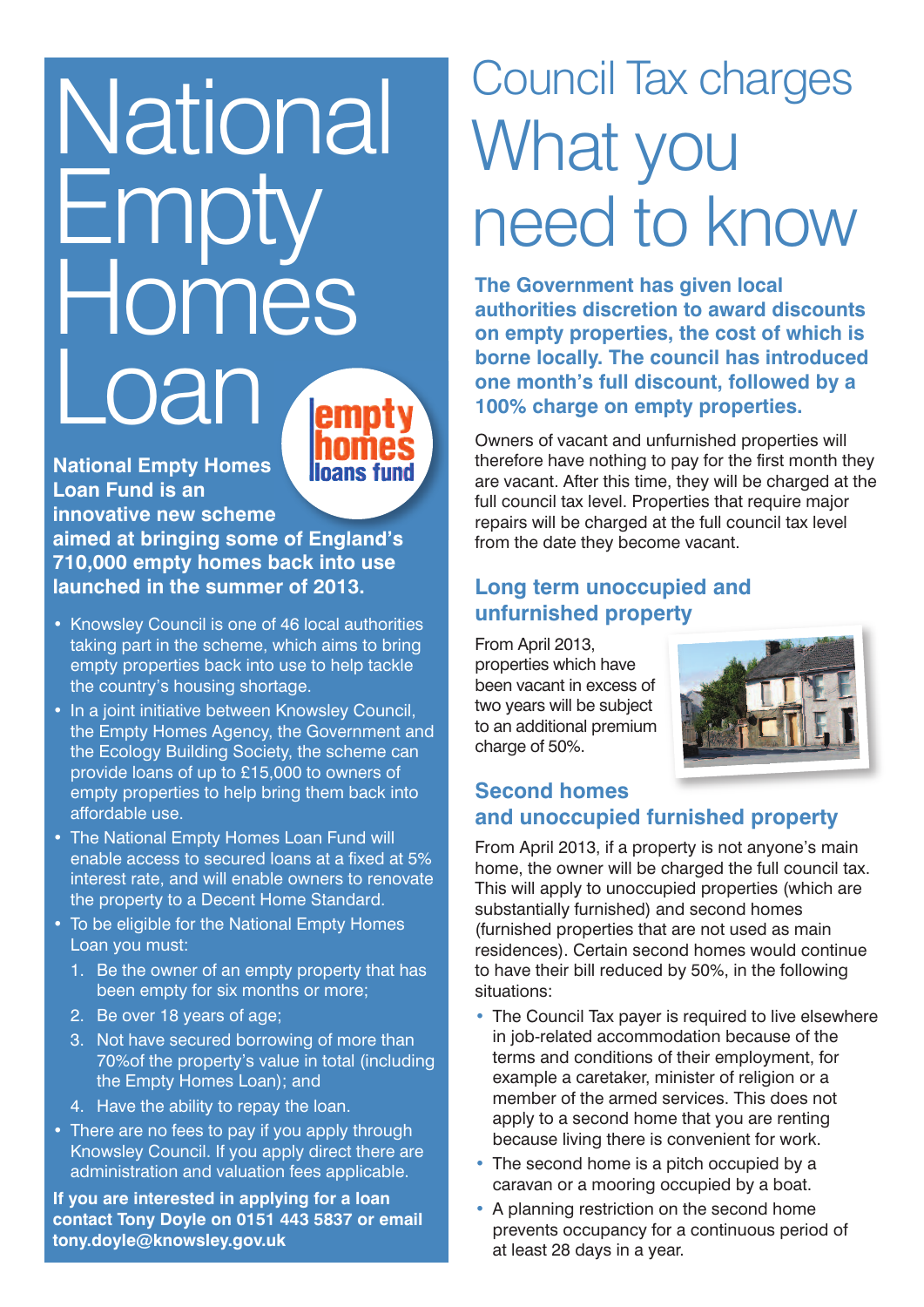# National Empty Homes Loan

**National Empty Homes Loan Fund is an innovative new scheme aimed at bringing some of England's 710,000 empty homes back into use launched in the summer of 2013.**

- Knowsley Council is one of 46 local authorities taking part in the scheme, which aims to bring empty properties back into use to help tackle the country's housing shortage.
- In a joint initiative between Knowsley Council, the Empty Homes Agency, the Government and the Ecology Building Society, the scheme can provide loans of up to £15,000 to owners of empty properties to help bring them back into affordable use.
- The National Empty Homes Loan Fund will enable access to secured loans at a fixed at 5% interest rate, and will enable owners to renovate the property to a Decent Home Standard.
- To be eligible for the National Empty Homes Loan you must:
  1. Be the owner of an empty property that has been empty for six months or more;
  2. Be over 18 years of age;
  3. Not have secured borrowing of more than 70%of the property's value in total (including the Empty Homes Loan); and
  4. Have the ability to repay the loan.
- There are no fees to pay if you apply through Knowsley Council. If you apply direct there are administration and valuation fees applicable.

**If you are interested in applying for a loan contact Tony Doyle on 0151 443 5837 or email tony.doyle@knowsley.gov.uk**

# Council Tax charges What you need to know

**The Government has given local authorities discretion to award discounts on empty properties, the cost of which is borne locally. The council has introduced one month's full discount, followed by a 100% charge on empty properties.**

Owners of vacant and unfurnished properties will therefore have nothing to pay for the first month they are vacant. After this time, they will be charged at the full council tax level. Properties that require major repairs will be charged at the full council tax level from the date they become vacant.

## Long term unoccupied and unfurnished property

From April 2013, properties which have been vacant in excess of two years will be subject to an additional premium charge of 50%.

## Second homes and unoccupied furnished property

From April 2013, if a property is not anyone's main home, the owner will be charged the full council tax. This will apply to unoccupied properties (which are substantially furnished) and second homes (furnished properties that are not used as main residences). Certain second homes would continue to have their bill reduced by 50%, in the following situations:

- The Council Tax payer is required to live elsewhere in job-related accommodation because of the terms and conditions of their employment, for example a caretaker, minister of religion or a member of the armed services. This does not apply to a second home that you are renting because living there is convenient for work.
- The second home is a pitch occupied by a caravan or a mooring occupied by a boat.
- A planning restriction on the second home prevents occupancy for a continuous period of at least 28 days in a year.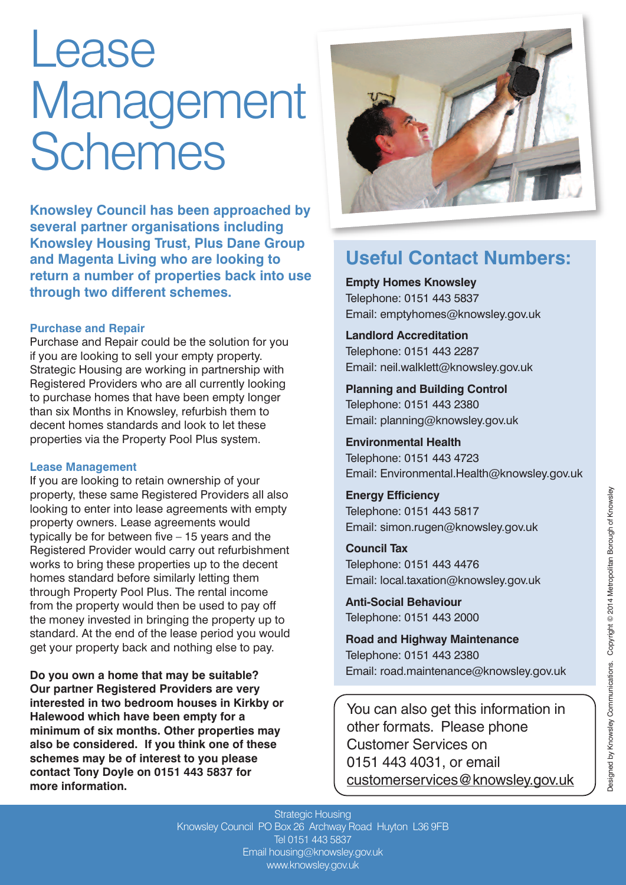# Lease Management Schemes

**Knowsley Council has been approached by several partner organisations including Knowsley Housing Trust, Plus Dane Group and Magenta Living who are looking to return a number of properties back into use through two different schemes.**

### Purchase and Repair

Purchase and Repair could be the solution for you if you are looking to sell your empty property. Strategic Housing are working in partnership with Registered Providers who are all currently looking to purchase homes that have been empty longer than six Months in Knowsley, refurbish them to decent homes standards and look to let these properties via the Property Pool Plus system.

### Lease Management

If you are looking to retain ownership of your property, these same Registered Providers all also looking to enter into lease agreements with empty property owners. Lease agreements would typically be for between five – 15 years and the Registered Provider would carry out refurbishment works to bring these properties up to the decent homes standard before similarly letting them through Property Pool Plus. The rental income from the property would then be used to pay off the money invested in bringing the property up to standard. At the end of the lease period you would get your property back and nothing else to pay.

**Do you own a home that may be suitable? Our partner Registered Providers are very interested in two bedroom houses in Kirkby or Halewood which have been empty for a minimum of six months. Other properties may also be considered. If you think one of these schemes may be of interest to you please contact Tony Doyle on 0151 443 5837 for more information.**

## Useful Contact Numbers:

**Empty Homes Knowsley**
Telephone: 0151 443 5837
Email: emptyhomes@knowsley.gov.uk

**Landlord Accreditation**
Telephone: 0151 443 2287
Email: neil.walklett@knowsley.gov.uk

**Planning and Building Control**
Telephone: 0151 443 2380
Email: planning@knowsley.gov.uk

**Environmental Health**
Telephone: 0151 443 4723
Email: Environmental.Health@knowsley.gov.uk

**Energy Efficiency**
Telephone: 0151 443 5817
Email: simon.rugen@knowsley.gov.uk

**Council Tax**
Telephone: 0151 443 4476
Email: local.taxation@knowsley.gov.uk

**Anti-Social Behaviour**
Telephone: 0151 443 2000

**Road and Highway Maintenance**
Telephone: 0151 443 2380
Email: road.maintenance@knowsley.gov.uk

You can also get this information in other formats. Please phone Customer Services on 0151 443 4031, or email customerservices@knowsley.gov.uk

Designed by Knowsley Communications. Copyright © 2014 Metropolitan Borough of Knowsley

Strategic Housing
Knowsley Council PO Box 26 Archway Road Huyton L36 9FB
Tel 0151 443 5837
Email housing@knowsley.gov.uk
www.knowsley.gov.uk